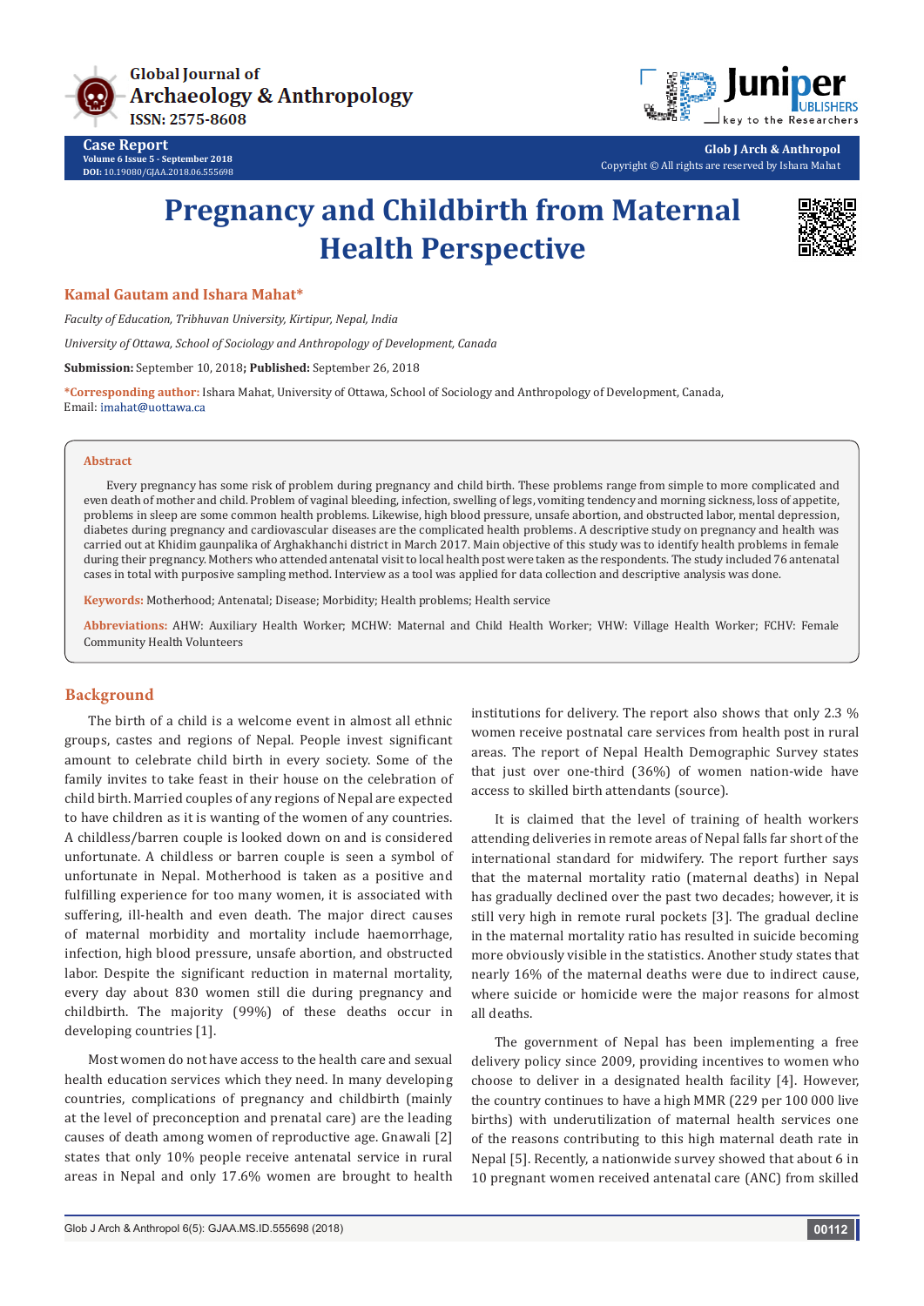# Pregnancy and Childbirth from Maternal Health Perspective

**Kamal Gautam and Ishara Mahat***

*Faculty of Education, Tribhuvan University, Kirtipur, Nepal, India*

*University of Ottawa, School of Sociology and Anthropology of Development, Canada*

**Submission:** September 10, 2018; **Published:** September 26, 2018

***Corresponding author:** Ishara Mahat, University of Ottawa, School of Sociology and Anthropology of Development, Canada, Email: imahat@uottawa.ca

## Abstract

Every pregnancy has some risk of problem during pregnancy and child birth. These problems range from simple to more complicated and even death of mother and child. Problem of vaginal bleeding, infection, swelling of legs, vomiting tendency and morning sickness, loss of appetite, problems in sleep are some common health problems. Likewise, high blood pressure, unsafe abortion, and obstructed labor, mental depression, diabetes during pregnancy and cardiovascular diseases are the complicated health problems. A descriptive study on pregnancy and health was carried out at Khidim gaunpalika of Arghakhanchi district in March 2017. Main objective of this study was to identify health problems in female during their pregnancy. Mothers who attended antenatal visit to local health post were taken as the respondents. The study included 76 antenatal cases in total with purposive sampling method. Interview as a tool was applied for data collection and descriptive analysis was done.

**Keywords:** Motherhood; Antenatal; Disease; Morbidity; Health problems; Health service

**Abbreviations:** AHW: Auxiliary Health Worker; MCHW: Maternal and Child Health Worker; VHW: Village Health Worker; FCHV: Female Community Health Volunteers

## Background

The birth of a child is a welcome event in almost all ethnic groups, castes and regions of Nepal. People invest significant amount to celebrate child birth in every society. Some of the family invites to take feast in their house on the celebration of child birth. Married couples of any regions of Nepal are expected to have children as it is wanting of the women of any countries. A childless/barren couple is looked down on and is considered unfortunate. A childless or barren couple is seen a symbol of unfortunate in Nepal. Motherhood is taken as a positive and fulfilling experience for too many women, it is associated with suffering, ill-health and even death. The major direct causes of maternal morbidity and mortality include haemorrhage, infection, high blood pressure, unsafe abortion, and obstructed labor. Despite the significant reduction in maternal mortality, every day about 830 women still die during pregnancy and childbirth. The majority (99%) of these deaths occur in developing countries [1].

Most women do not have access to the health care and sexual health education services which they need. In many developing countries, complications of pregnancy and childbirth (mainly at the level of preconception and prenatal care) are the leading causes of death among women of reproductive age. Gnawali [2] states that only 10% people receive antenatal service in rural areas in Nepal and only 17.6% women are brought to health institutions for delivery. The report also shows that only 2.3 % women receive postnatal care services from health post in rural areas. The report of Nepal Health Demographic Survey states that just over one-third (36%) of women nation-wide have access to skilled birth attendants (source).

It is claimed that the level of training of health workers attending deliveries in remote areas of Nepal falls far short of the international standard for midwifery. The report further says that the maternal mortality ratio (maternal deaths) in Nepal has gradually declined over the past two decades; however, it is still very high in remote rural pockets [3]. The gradual decline in the maternal mortality ratio has resulted in suicide becoming more obviously visible in the statistics. Another study states that nearly 16% of the maternal deaths were due to indirect cause, where suicide or homicide were the major reasons for almost all deaths.

The government of Nepal has been implementing a free delivery policy since 2009, providing incentives to women who choose to deliver in a designated health facility [4]. However, the country continues to have a high MMR (229 per 100 000 live births) with underutilization of maternal health services one of the reasons contributing to this high maternal death rate in Nepal [5]. Recently, a nationwide survey showed that about 6 in 10 pregnant women received antenatal care (ANC) from skilled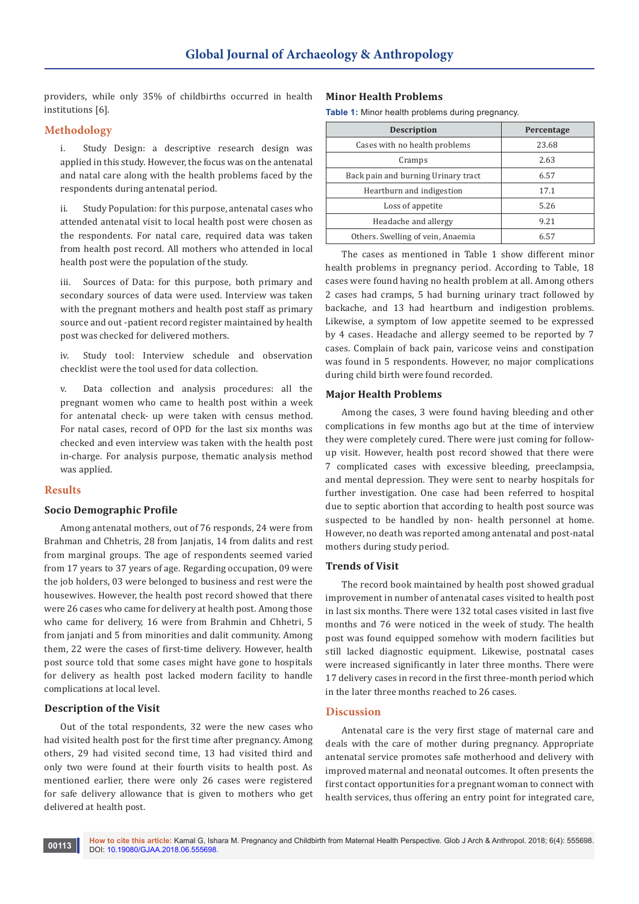providers, while only 35% of childbirths occurred in health institutions [6].

## Methodology

i. Study Design: a descriptive research design was applied in this study. However, the focus was on the antenatal and natal care along with the health problems faced by the respondents during antenatal period.

ii. Study Population: for this purpose, antenatal cases who attended antenatal visit to local health post were chosen as the respondents. For natal care, required data was taken from health post record. All mothers who attended in local health post were the population of the study.

iii. Sources of Data: for this purpose, both primary and secondary sources of data were used. Interview was taken with the pregnant mothers and health post staff as primary source and out -patient record register maintained by health post was checked for delivered mothers.

iv. Study tool: Interview schedule and observation checklist were the tool used for data collection.

v. Data collection and analysis procedures: all the pregnant women who came to health post within a week for antenatal check- up were taken with census method. For natal cases, record of OPD for the last six months was checked and even interview was taken with the health post in-charge. For analysis purpose, thematic analysis method was applied.

## Results

### Socio Demographic Profile

Among antenatal mothers, out of 76 responds, 24 were from Brahman and Chhetris, 28 from Janjatis, 14 from dalits and rest from marginal groups. The age of respondents seemed varied from 17 years to 37 years of age. Regarding occupation, 09 were the job holders, 03 were belonged to business and rest were the housewives. However, the health post record showed that there were 26 cases who came for delivery at health post. Among those who came for delivery, 16 were from Brahmin and Chhetri, 5 from janjati and 5 from minorities and dalit community. Among them, 22 were the cases of first-time delivery. However, health post source told that some cases might have gone to hospitals for delivery as health post lacked modern facility to handle complications at local level.

### Description of the Visit

Out of the total respondents, 32 were the new cases who had visited health post for the first time after pregnancy. Among others, 29 had visited second time, 13 had visited third and only two were found at their fourth visits to health post. As mentioned earlier, there were only 26 cases were registered for safe delivery allowance that is given to mothers who get delivered at health post.

### Minor Health Problems

**Table 1:** Minor health problems during pregnancy.

| Description | Percentage |
|---|---|
| Cases with no health problems | 23.68 |
| Cramps | 2.63 |
| Back pain and burning Urinary tract | 6.57 |
| Heartburn and indigestion | 17.1 |
| Loss of appetite | 5.26 |
| Headache and allergy | 9.21 |
| Others. Swelling of vein, Anaemia | 6.57 |

The cases as mentioned in Table 1 show different minor health problems in pregnancy period. According to Table, 18 cases were found having no health problem at all. Among others 2 cases had cramps, 5 had burning urinary tract followed by backache, and 13 had heartburn and indigestion problems. Likewise, a symptom of low appetite seemed to be expressed by 4 cases. Headache and allergy seemed to be reported by 7 cases. Complain of back pain, varicose veins and constipation was found in 5 respondents. However, no major complications during child birth were found recorded.

### Major Health Problems

Among the cases, 3 were found having bleeding and other complications in few months ago but at the time of interview they were completely cured. There were just coming for follow-up visit. However, health post record showed that there were 7 complicated cases with excessive bleeding, preeclampsia, and mental depression. They were sent to nearby hospitals for further investigation. One case had been referred to hospital due to septic abortion that according to health post source was suspected to be handled by non- health personnel at home. However, no death was reported among antenatal and post-natal mothers during study period.

### Trends of Visit

The record book maintained by health post showed gradual improvement in number of antenatal cases visited to health post in last six months. There were 132 total cases visited in last five months and 76 were noticed in the week of study. The health post was found equipped somehow with modern facilities but still lacked diagnostic equipment. Likewise, postnatal cases were increased significantly in later three months. There were 17 delivery cases in record in the first three-month period which in the later three months reached to 26 cases.

## Discussion

Antenatal care is the very first stage of maternal care and deals with the care of mother during pregnancy. Appropriate antenatal service promotes safe motherhood and delivery with improved maternal and neonatal outcomes. It often presents the first contact opportunities for a pregnant woman to connect with health services, thus offering an entry point for integrated care,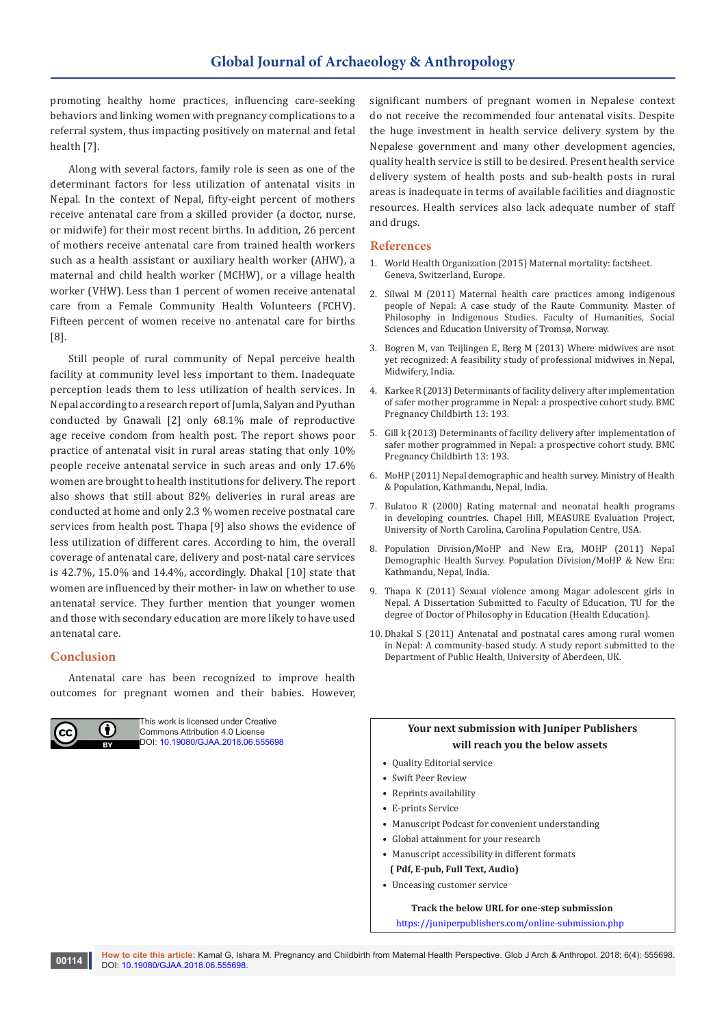promoting healthy home practices, influencing care-seeking behaviors and linking women with pregnancy complications to a referral system, thus impacting positively on maternal and fetal health [7].

Along with several factors, family role is seen as one of the determinant factors for less utilization of antenatal visits in Nepal. In the context of Nepal, fifty-eight percent of mothers receive antenatal care from a skilled provider (a doctor, nurse, or midwife) for their most recent births. In addition, 26 percent of mothers receive antenatal care from trained health workers such as a health assistant or auxiliary health worker (AHW), a maternal and child health worker (MCHW), or a village health worker (VHW). Less than 1 percent of women receive antenatal care from a Female Community Health Volunteers (FCHV). Fifteen percent of women receive no antenatal care for births [8].

Still people of rural community of Nepal perceive health facility at community level less important to them. Inadequate perception leads them to less utilization of health services. In Nepal according to a research report of Jumla, Salyan and Pyuthan conducted by Gnawali [2] only 68.1% male of reproductive age receive condom from health post. The report shows poor practice of antenatal visit in rural areas stating that only 10% people receive antenatal service in such areas and only 17.6% women are brought to health institutions for delivery. The report also shows that still about 82% deliveries in rural areas are conducted at home and only 2.3 % women receive postnatal care services from health post. Thapa [9] also shows the evidence of less utilization of different cares. According to him, the overall coverage of antenatal care, delivery and post-natal care services is 42.7%, 15.0% and 14.4%, accordingly. Dhakal [10] state that women are influenced by their mother- in law on whether to use antenatal service. They further mention that younger women and those with secondary education are more likely to have used antenatal care.

## Conclusion

Antenatal care has been recognized to improve health outcomes for pregnant women and their babies. However, significant numbers of pregnant women in Nepalese context do not receive the recommended four antenatal visits. Despite the huge investment in health service delivery system by the Nepalese government and many other development agencies, quality health service is still to be desired. Present health service delivery system of health posts and sub-health posts in rural areas is inadequate in terms of available facilities and diagnostic resources. Health services also lack adequate number of staff and drugs.

## References

1. World Health Organization (2015) Maternal mortality: factsheet. Geneva, Switzerland, Europe.
2. Silwal M (2011) Maternal health care practices among indigenous people of Nepal: A case study of the Raute Community. Master of Philosophy in Indigenous Studies. Faculty of Humanities, Social Sciences and Education University of Tromsø, Norway.
3. Bogren M, van Teijlingen E, Berg M (2013) Where midwives are nsot yet recognized: A feasibility study of professional midwives in Nepal, Midwifery, India.
4. Karkee R (2013) Determinants of facility delivery after implementation of safer mother programme in Nepal: a prospective cohort study. BMC Pregnancy Childbirth 13: 193.
5. Gill k (2013) Determinants of facility delivery after implementation of safer mother programmed in Nepal: a prospective cohort study. BMC Pregnancy Childbirth 13: 193.
6. MoHP (2011) Nepal demographic and health survey. Ministry of Health & Population, Kathmandu, Nepal, India.
7. Bulatoo R (2000) Rating maternal and neonatal health programs in developing countries. Chapel Hill, MEASURE Evaluation Project, University of North Carolina, Carolina Population Centre, USA.
8. Population Division/MoHP and New Era, MOHP (2011) Nepal Demographic Health Survey. Population Division/MoHP & New Era: Kathmandu, Nepal, India.
9. Thapa K (2011) Sexual violence among Magar adolescent girls in Nepal. A Dissertation Submitted to Faculty of Education, TU for the degree of Doctor of Philosophy in Education (Health Education).
10. Dhakal S (2011) Antenatal and postnatal cares among rural women in Nepal: A community-based study. A study report submitted to the Department of Public Health, University of Aberdeen, UK.

This work is licensed under Creative Commons Attribution 4.0 License
DOI: 10.19080/GJAA.2018.06.555698

**Your next submission with Juniper Publishers will reach you the below assets**

- Quality Editorial service
- Swift Peer Review
- Reprints availability
- E-prints Service
- Manuscript Podcast for convenient understanding
- Global attainment for your research
- Manuscript accessibility in different formats
  **( Pdf, E-pub, Full Text, Audio)**
- Unceasing customer service

**Track the below URL for one-step submission**
https://juniperpublishers.com/online-submission.php

**How to cite this article:** Kamal G, Ishara M. Pregnancy and Childbirth from Maternal Health Perspective. Glob J Arch & Anthropol. 2018; 6(4): 555698. DOI: 10.19080/GJAA.2018.06.555698.